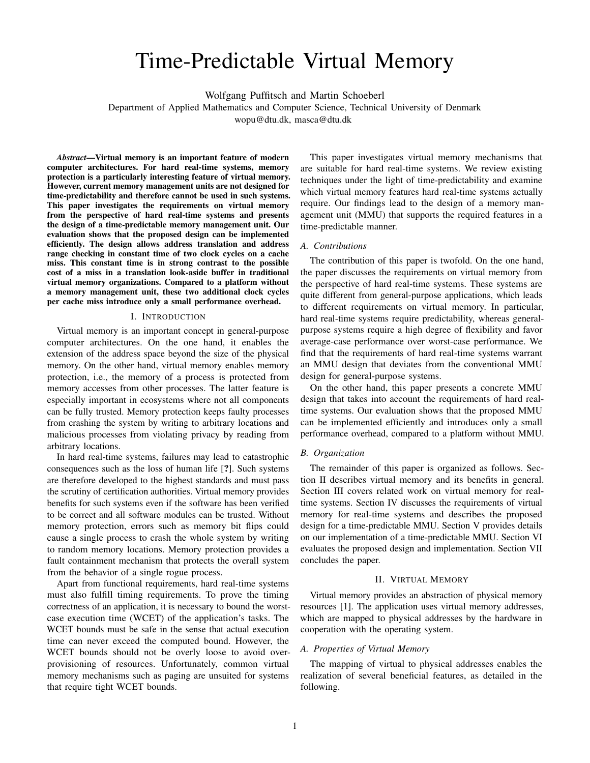# Time-Predictable Virtual Memory

Wolfgang Puffitsch and Martin Schoeberl

Department of Applied Mathematics and Computer Science, Technical University of Denmark

wopu@dtu.dk, masca@dtu.dk

***Abstract*—Virtual memory is an important feature of modern computer architectures. For hard real-time systems, memory protection is a particularly interesting feature of virtual memory. However, current memory management units are not designed for time-predictability and therefore cannot be used in such systems. This paper investigates the requirements on virtual memory from the perspective of hard real-time systems and presents the design of a time-predictable memory management unit. Our evaluation shows that the proposed design can be implemented efficiently. The design allows address translation and address range checking in constant time of two clock cycles on a cache miss. This constant time is in strong contrast to the possible cost of a miss in a translation look-aside buffer in traditional virtual memory organizations. Compared to a platform without a memory management unit, these two additional clock cycles per cache miss introduce only a small performance overhead.**

## I. Introduction

Virtual memory is an important concept in general-purpose computer architectures. On the one hand, it enables the extension of the address space beyond the size of the physical memory. On the other hand, virtual memory enables memory protection, i.e., the memory of a process is protected from memory accesses from other processes. The latter feature is especially important in ecosystems where not all components can be fully trusted. Memory protection keeps faulty processes from crashing the system by writing to arbitrary locations and malicious processes from violating privacy by reading from arbitrary locations.

In hard real-time systems, failures may lead to catastrophic consequences such as the loss of human life [**?**]. Such systems are therefore developed to the highest standards and must pass the scrutiny of certification authorities. Virtual memory provides benefits for such systems even if the software has been verified to be correct and all software modules can be trusted. Without memory protection, errors such as memory bit flips could cause a single process to crash the whole system by writing to random memory locations. Memory protection provides a fault containment mechanism that protects the overall system from the behavior of a single rogue process.

Apart from functional requirements, hard real-time systems must also fulfill timing requirements. To prove the timing correctness of an application, it is necessary to bound the worst-case execution time (WCET) of the application's tasks. The WCET bounds must be safe in the sense that actual execution time can never exceed the computed bound. However, the WCET bounds should not be overly loose to avoid over-provisioning of resources. Unfortunately, common virtual memory mechanisms such as paging are unsuited for systems that require tight WCET bounds.

This paper investigates virtual memory mechanisms that are suitable for hard real-time systems. We review existing techniques under the light of time-predictability and examine which virtual memory features hard real-time systems actually require. Our findings lead to the design of a memory management unit (MMU) that supports the required features in a time-predictable manner.

### A. Contributions

The contribution of this paper is twofold. On the one hand, the paper discusses the requirements on virtual memory from the perspective of hard real-time systems. These systems are quite different from general-purpose applications, which leads to different requirements on virtual memory. In particular, hard real-time systems require predictability, whereas general-purpose systems require a high degree of flexibility and favor average-case performance over worst-case performance. We find that the requirements of hard real-time systems warrant an MMU design that deviates from the conventional MMU design for general-purpose systems.

On the other hand, this paper presents a concrete MMU design that takes into account the requirements of hard real-time systems. Our evaluation shows that the proposed MMU can be implemented efficiently and introduces only a small performance overhead, compared to a platform without MMU.

### B. Organization

The remainder of this paper is organized as follows. Section II describes virtual memory and its benefits in general. Section III covers related work on virtual memory for real-time systems. Section IV discusses the requirements of virtual memory for real-time systems and describes the proposed design for a time-predictable MMU. Section V provides details on our implementation of a time-predictable MMU. Section VI evaluates the proposed design and implementation. Section VII concludes the paper.

## II. Virtual Memory

Virtual memory provides an abstraction of physical memory resources [1]. The application uses virtual memory addresses, which are mapped to physical addresses by the hardware in cooperation with the operating system.

### A. Properties of Virtual Memory

The mapping of virtual to physical addresses enables the realization of several beneficial features, as detailed in the following.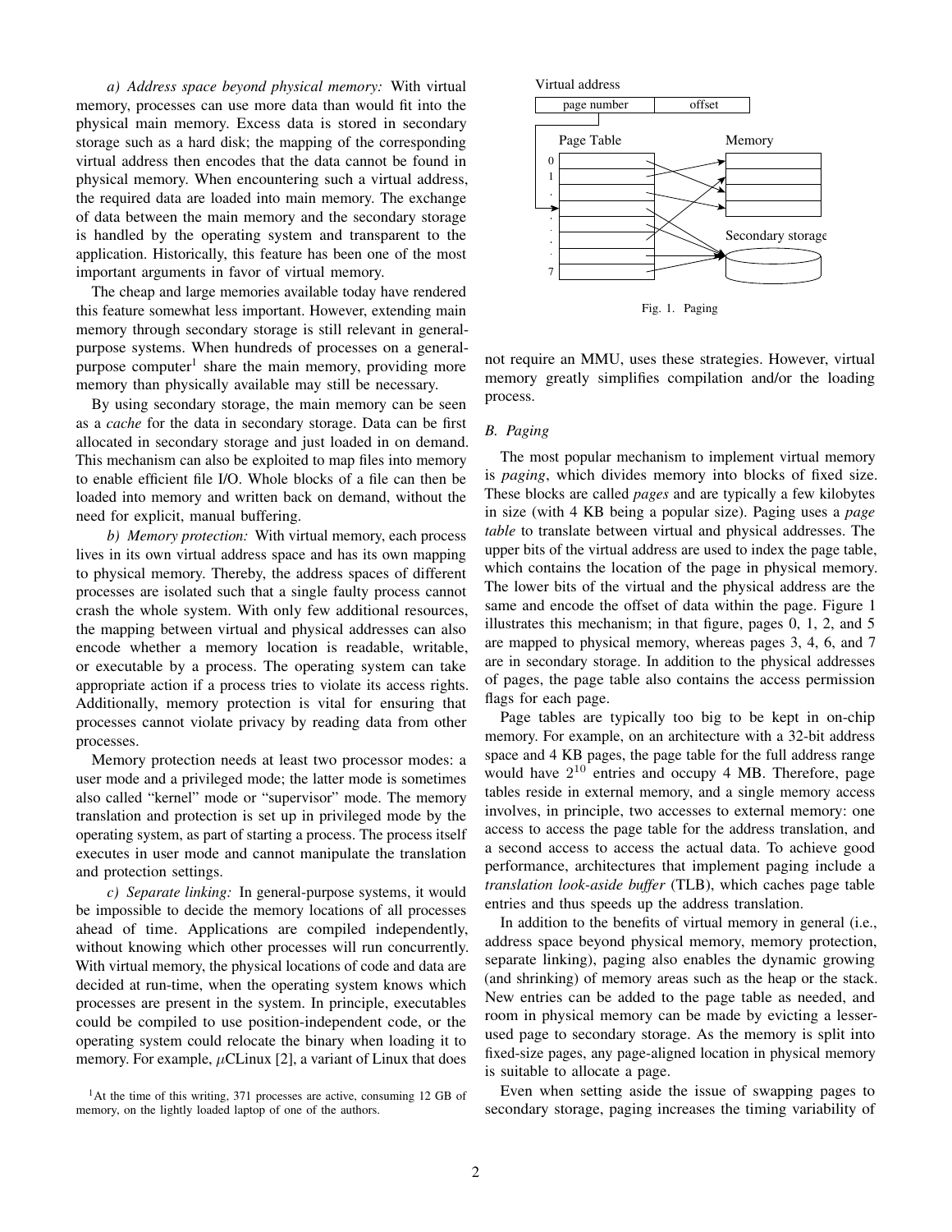*a) Address space beyond physical memory:* With virtual memory, processes can use more data than would fit into the physical main memory. Excess data is stored in secondary storage such as a hard disk; the mapping of the corresponding virtual address then encodes that the data cannot be found in physical memory. When encountering such a virtual address, the required data are loaded into main memory. The exchange of data between the main memory and the secondary storage is handled by the operating system and transparent to the application. Historically, this feature has been one of the most important arguments in favor of virtual memory.

The cheap and large memories available today have rendered this feature somewhat less important. However, extending main memory through secondary storage is still relevant in general-purpose systems. When hundreds of processes on a general-purpose computer[1] share the main memory, providing more memory than physically available may still be necessary.

By using secondary storage, the main memory can be seen as a *cache* for the data in secondary storage. Data can be first allocated in secondary storage and just loaded in on demand. This mechanism can also be exploited to map files into memory to enable efficient file I/O. Whole blocks of a file can then be loaded into memory and written back on demand, without the need for explicit, manual buffering.

*b) Memory protection:* With virtual memory, each process lives in its own virtual address space and has its own mapping to physical memory. Thereby, the address spaces of different processes are isolated such that a single faulty process cannot crash the whole system. With only few additional resources, the mapping between virtual and physical addresses can also encode whether a memory location is readable, writable, or executable by a process. The operating system can take appropriate action if a process tries to violate its access rights. Additionally, memory protection is vital for ensuring that processes cannot violate privacy by reading data from other processes.

Memory protection needs at least two processor modes: a user mode and a privileged mode; the latter mode is sometimes also called "kernel" mode or "supervisor" mode. The memory translation and protection is set up in privileged mode by the operating system, as part of starting a process. The process itself executes in user mode and cannot manipulate the translation and protection settings.

*c) Separate linking:* In general-purpose systems, it would be impossible to decide the memory locations of all processes ahead of time. Applications are compiled independently, without knowing which other processes will run concurrently. With virtual memory, the physical locations of code and data are decided at run-time, when the operating system knows which processes are present in the system. In principle, executables could be compiled to use position-independent code, or the operating system could relocate the binary when loading it to memory. For example, $\mu$CLinux [2], a variant of Linux that does not require an MMU, uses these strategies. However, virtual memory greatly simplifies compilation and/or the loading process.

[1] At the time of this writing, 371 processes are active, consuming 12 GB of memory, on the lightly loaded laptop of one of the authors.

Virtual address: page number | offset — Page Table (0, 1, ..., 7) — Memory — Secondary storage

Fig. 1. Paging

### B. Paging

The most popular mechanism to implement virtual memory is *paging*, which divides memory into blocks of fixed size. These blocks are called *pages* and are typically a few kilobytes in size (with 4 KB being a popular size). Paging uses a *page table* to translate between virtual and physical addresses. The upper bits of the virtual address are used to index the page table, which contains the location of the page in physical memory. The lower bits of the virtual and the physical address are the same and encode the offset of data within the page. Figure 1 illustrates this mechanism; in that figure, pages 0, 1, 2, and 5 are mapped to physical memory, whereas pages 3, 4, 6, and 7 are in secondary storage. In addition to the physical addresses of pages, the page table also contains the access permission flags for each page.

Page tables are typically too big to be kept in on-chip memory. For example, on an architecture with a 32-bit address space and 4 KB pages, the page table for the full address range would have $2^{10}$ entries and occupy 4 MB. Therefore, page tables reside in external memory, and a single memory access involves, in principle, two accesses to external memory: one access to access the page table for the address translation, and a second access to access the actual data. To achieve good performance, architectures that implement paging include a *translation look-aside buffer* (TLB), which caches page table entries and thus speeds up the address translation.

In addition to the benefits of virtual memory in general (i.e., address space beyond physical memory, memory protection, separate linking), paging also enables the dynamic growing (and shrinking) of memory areas such as the heap or the stack. New entries can be added to the page table as needed, and room in physical memory can be made by evicting a lesser-used page to secondary storage. As the memory is split into fixed-size pages, any page-aligned location in physical memory is suitable to allocate a page.

Even when setting aside the issue of swapping pages to secondary storage, paging increases the timing variability of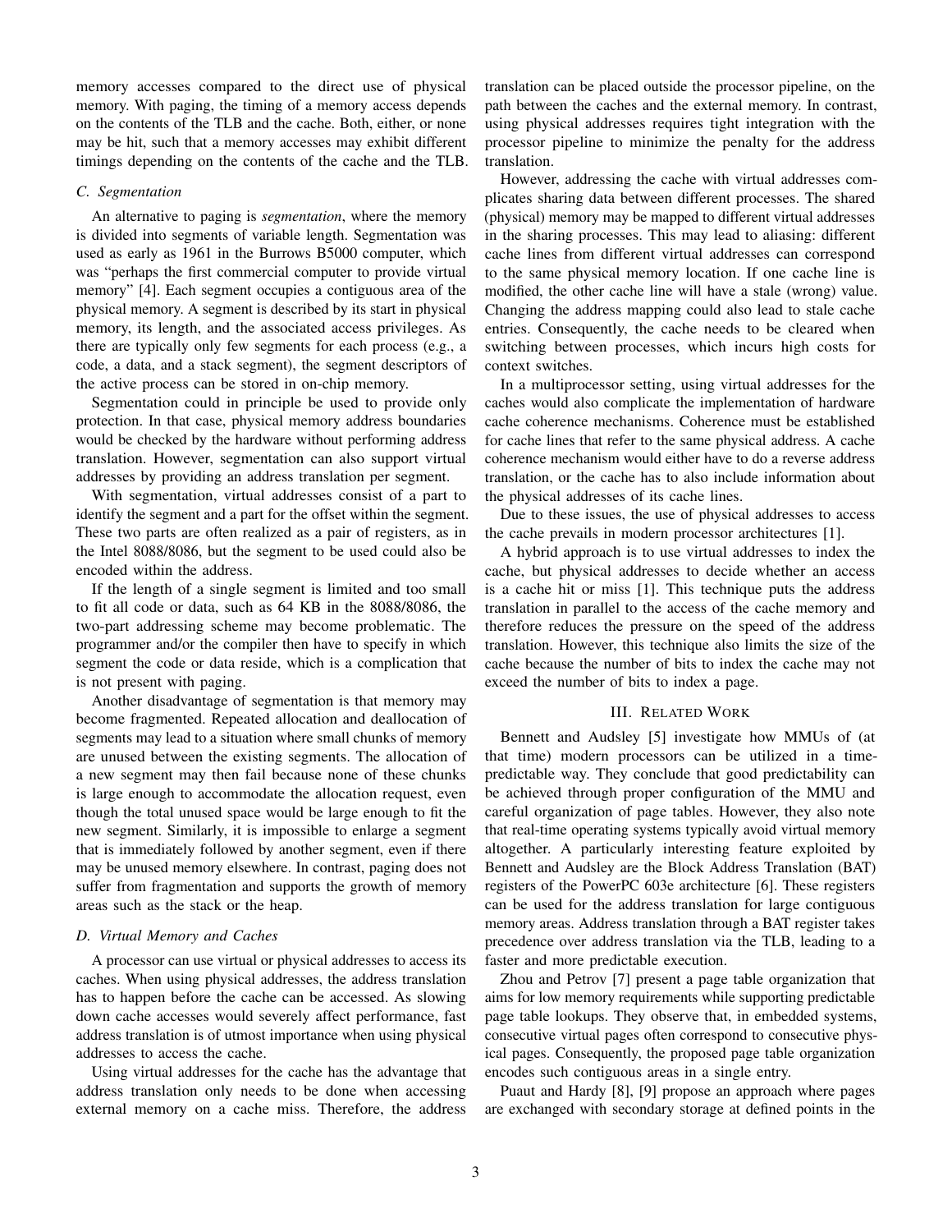memory accesses compared to the direct use of physical memory. With paging, the timing of a memory access depends on the contents of the TLB and the cache. Both, either, or none may be hit, such that a memory accesses may exhibit different timings depending on the contents of the cache and the TLB.

### C. Segmentation

An alternative to paging is *segmentation*, where the memory is divided into segments of variable length. Segmentation was used as early as 1961 in the Burrows B5000 computer, which was "perhaps the first commercial computer to provide virtual memory" [4]. Each segment occupies a contiguous area of the physical memory. A segment is described by its start in physical memory, its length, and the associated access privileges. As there are typically only few segments for each process (e.g., a code, a data, and a stack segment), the segment descriptors of the active process can be stored in on-chip memory.

Segmentation could in principle be used to provide only protection. In that case, physical memory address boundaries would be checked by the hardware without performing address translation. However, segmentation can also support virtual addresses by providing an address translation per segment.

With segmentation, virtual addresses consist of a part to identify the segment and a part for the offset within the segment. These two parts are often realized as a pair of registers, as in the Intel 8088/8086, but the segment to be used could also be encoded within the address.

If the length of a single segment is limited and too small to fit all code or data, such as 64 KB in the 8088/8086, the two-part addressing scheme may become problematic. The programmer and/or the compiler then have to specify in which segment the code or data reside, which is a complication that is not present with paging.

Another disadvantage of segmentation is that memory may become fragmented. Repeated allocation and deallocation of segments may lead to a situation where small chunks of memory are unused between the existing segments. The allocation of a new segment may then fail because none of these chunks is large enough to accommodate the allocation request, even though the total unused space would be large enough to fit the new segment. Similarly, it is impossible to enlarge a segment that is immediately followed by another segment, even if there may be unused memory elsewhere. In contrast, paging does not suffer from fragmentation and supports the growth of memory areas such as the stack or the heap.

### D. Virtual Memory and Caches

A processor can use virtual or physical addresses to access its caches. When using physical addresses, the address translation has to happen before the cache can be accessed. As slowing down cache accesses would severely affect performance, fast address translation is of utmost importance when using physical addresses to access the cache.

Using virtual addresses for the cache has the advantage that address translation only needs to be done when accessing external memory on a cache miss. Therefore, the address translation can be placed outside the processor pipeline, on the path between the caches and the external memory. In contrast, using physical addresses requires tight integration with the processor pipeline to minimize the penalty for the address translation.

However, addressing the cache with virtual addresses complicates sharing data between different processes. The shared (physical) memory may be mapped to different virtual addresses in the sharing processes. This may lead to aliasing: different cache lines from different virtual addresses can correspond to the same physical memory location. If one cache line is modified, the other cache line will have a stale (wrong) value. Changing the address mapping could also lead to stale cache entries. Consequently, the cache needs to be cleared when switching between processes, which incurs high costs for context switches.

In a multiprocessor setting, using virtual addresses for the caches would also complicate the implementation of hardware cache coherence mechanisms. Coherence must be established for cache lines that refer to the same physical address. A cache coherence mechanism would either have to do a reverse address translation, or the cache has to also include information about the physical addresses of its cache lines.

Due to these issues, the use of physical addresses to access the cache prevails in modern processor architectures [1].

A hybrid approach is to use virtual addresses to index the cache, but physical addresses to decide whether an access is a cache hit or miss [1]. This technique puts the address translation in parallel to the access of the cache memory and therefore reduces the pressure on the speed of the address translation. However, this technique also limits the size of the cache because the number of bits to index the cache may not exceed the number of bits to index a page.

## III. Related Work

Bennett and Audsley [5] investigate how MMUs of (at that time) modern processors can be utilized in a time-predictable way. They conclude that good predictability can be achieved through proper configuration of the MMU and careful organization of page tables. However, they also note that real-time operating systems typically avoid virtual memory altogether. A particularly interesting feature exploited by Bennett and Audsley are the Block Address Translation (BAT) registers of the PowerPC 603e architecture [6]. These registers can be used for the address translation for large contiguous memory areas. Address translation through a BAT register takes precedence over address translation via the TLB, leading to a faster and more predictable execution.

Zhou and Petrov [7] present a page table organization that aims for low memory requirements while supporting predictable page table lookups. They observe that, in embedded systems, consecutive virtual pages often correspond to consecutive physical pages. Consequently, the proposed page table organization encodes such contiguous areas in a single entry.

Puaut and Hardy [8], [9] propose an approach where pages are exchanged with secondary storage at defined points in the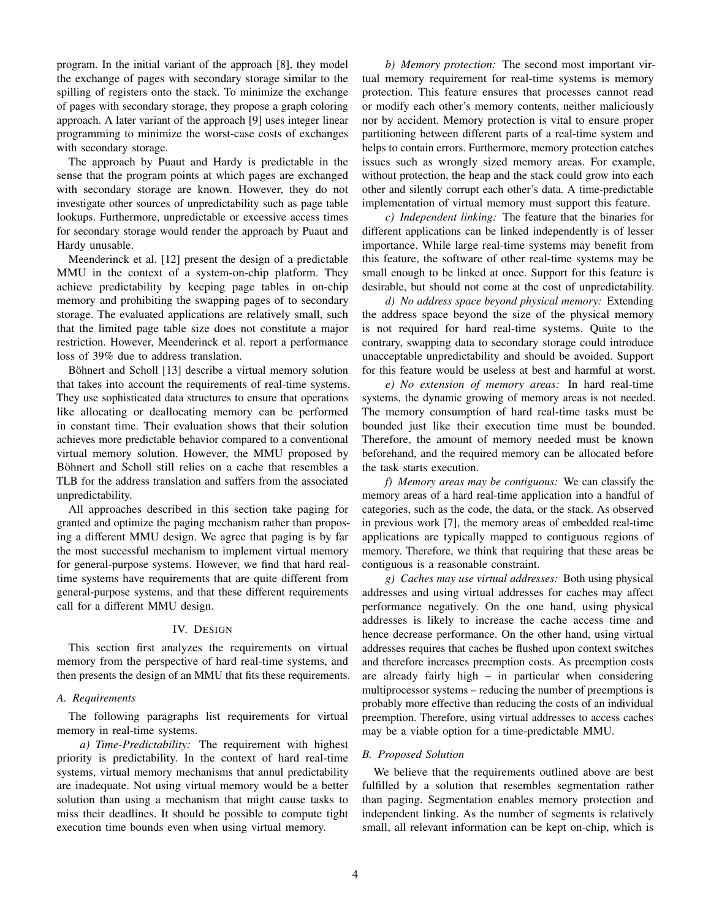program. In the initial variant of the approach [8], they model the exchange of pages with secondary storage similar to the spilling of registers onto the stack. To minimize the exchange of pages with secondary storage, they propose a graph coloring approach. A later variant of the approach [9] uses integer linear programming to minimize the worst-case costs of exchanges with secondary storage.

The approach by Puaut and Hardy is predictable in the sense that the program points at which pages are exchanged with secondary storage are known. However, they do not investigate other sources of unpredictability such as page table lookups. Furthermore, unpredictable or excessive access times for secondary storage would render the approach by Puaut and Hardy unusable.

Meenderinck et al. [12] present the design of a predictable MMU in the context of a system-on-chip platform. They achieve predictability by keeping page tables in on-chip memory and prohibiting the swapping pages of to secondary storage. The evaluated applications are relatively small, such that the limited page table size does not constitute a major restriction. However, Meenderinck et al. report a performance loss of 39% due to address translation.

Böhnert and Scholl [13] describe a virtual memory solution that takes into account the requirements of real-time systems. They use sophisticated data structures to ensure that operations like allocating or deallocating memory can be performed in constant time. Their evaluation shows that their solution achieves more predictable behavior compared to a conventional virtual memory solution. However, the MMU proposed by Böhnert and Scholl still relies on a cache that resembles a TLB for the address translation and suffers from the associated unpredictability.

All approaches described in this section take paging for granted and optimize the paging mechanism rather than proposing a different MMU design. We agree that paging is by far the most successful mechanism to implement virtual memory for general-purpose systems. However, we find that hard real-time systems have requirements that are quite different from general-purpose systems, and that these different requirements call for a different MMU design.

## IV. Design

This section first analyzes the requirements on virtual memory from the perspective of hard real-time systems, and then presents the design of an MMU that fits these requirements.

### A. Requirements

The following paragraphs list requirements for virtual memory in real-time systems.

*a) Time-Predictability:* The requirement with highest priority is predictability. In the context of hard real-time systems, virtual memory mechanisms that annul predictability are inadequate. Not using virtual memory would be a better solution than using a mechanism that might cause tasks to miss their deadlines. It should be possible to compute tight execution time bounds even when using virtual memory.

*b) Memory protection:* The second most important virtual memory requirement for real-time systems is memory protection. This feature ensures that processes cannot read or modify each other's memory contents, neither maliciously nor by accident. Memory protection is vital to ensure proper partitioning between different parts of a real-time system and helps to contain errors. Furthermore, memory protection catches issues such as wrongly sized memory areas. For example, without protection, the heap and the stack could grow into each other and silently corrupt each other's data. A time-predictable implementation of virtual memory must support this feature.

*c) Independent linking:* The feature that the binaries for different applications can be linked independently is of lesser importance. While large real-time systems may benefit from this feature, the software of other real-time systems may be small enough to be linked at once. Support for this feature is desirable, but should not come at the cost of unpredictability.

*d) No address space beyond physical memory:* Extending the address space beyond the size of the physical memory is not required for hard real-time systems. Quite to the contrary, swapping data to secondary storage could introduce unacceptable unpredictability and should be avoided. Support for this feature would be useless at best and harmful at worst.

*e) No extension of memory areas:* In hard real-time systems, the dynamic growing of memory areas is not needed. The memory consumption of hard real-time tasks must be bounded just like their execution time must be bounded. Therefore, the amount of memory needed must be known beforehand, and the required memory can be allocated before the task starts execution.

*f) Memory areas may be contiguous:* We can classify the memory areas of a hard real-time application into a handful of categories, such as the code, the data, or the stack. As observed in previous work [7], the memory areas of embedded real-time applications are typically mapped to contiguous regions of memory. Therefore, we think that requiring that these areas be contiguous is a reasonable constraint.

*g) Caches may use virtual addresses:* Both using physical addresses and using virtual addresses for caches may affect performance negatively. On the one hand, using physical addresses is likely to increase the cache access time and hence decrease performance. On the other hand, using virtual addresses requires that caches be flushed upon context switches and therefore increases preemption costs. As preemption costs are already fairly high – in particular when considering multiprocessor systems – reducing the number of preemptions is probably more effective than reducing the costs of an individual preemption. Therefore, using virtual addresses to access caches may be a viable option for a time-predictable MMU.

### B. Proposed Solution

We believe that the requirements outlined above are best fulfilled by a solution that resembles segmentation rather than paging. Segmentation enables memory protection and independent linking. As the number of segments is relatively small, all relevant information can be kept on-chip, which is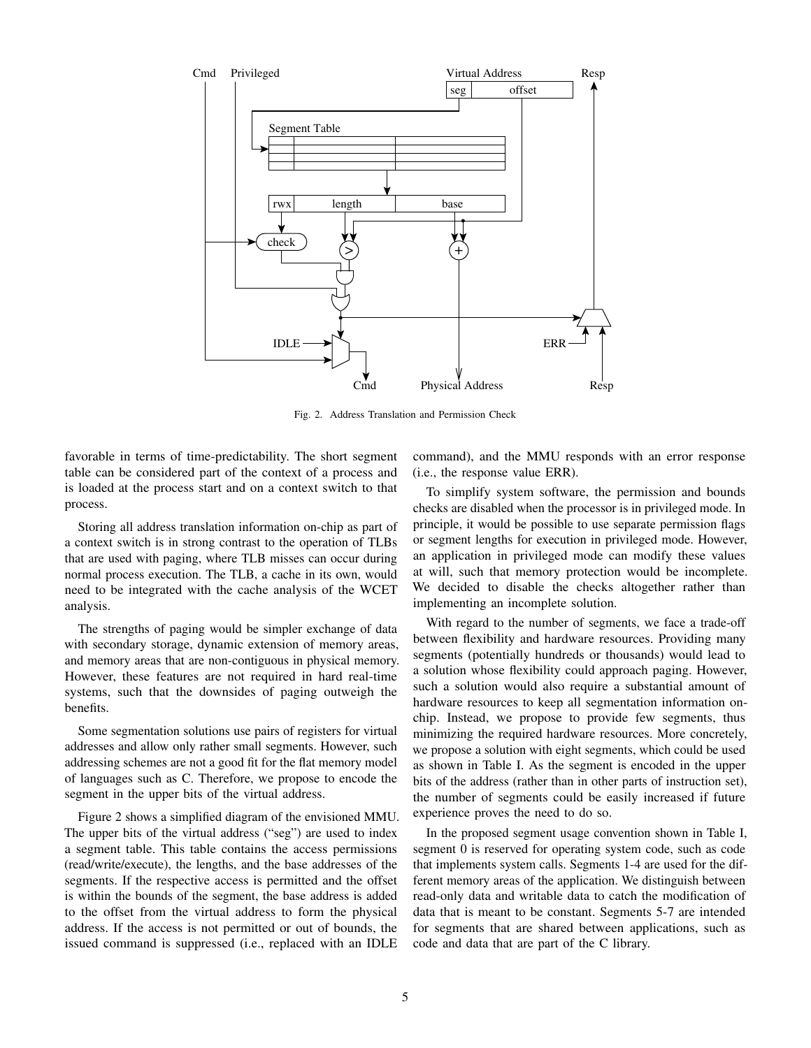Fig. 2. Address Translation and Permission Check

favorable in terms of time-predictability. The short segment table can be considered part of the context of a process and is loaded at the process start and on a context switch to that process.

Storing all address translation information on-chip as part of a context switch is in strong contrast to the operation of TLBs that are used with paging, where TLB misses can occur during normal process execution. The TLB, a cache in its own, would need to be integrated with the cache analysis of the WCET analysis.

The strengths of paging would be simpler exchange of data with secondary storage, dynamic extension of memory areas, and memory areas that are non-contiguous in physical memory. However, these features are not required in hard real-time systems, such that the downsides of paging outweigh the benefits.

Some segmentation solutions use pairs of registers for virtual addresses and allow only rather small segments. However, such addressing schemes are not a good fit for the flat memory model of languages such as C. Therefore, we propose to encode the segment in the upper bits of the virtual address.

Figure 2 shows a simplified diagram of the envisioned MMU. The upper bits of the virtual address ("seg") are used to index a segment table. This table contains the access permissions (read/write/execute), the lengths, and the base addresses of the segments. If the respective access is permitted and the offset is within the bounds of the segment, the base address is added to the offset from the virtual address to form the physical address. If the access is not permitted or out of bounds, the issued command is suppressed (i.e., replaced with an IDLE command), and the MMU responds with an error response (i.e., the response value ERR).

To simplify system software, the permission and bounds checks are disabled when the processor is in privileged mode. In principle, it would be possible to use separate permission flags or segment lengths for execution in privileged mode. However, an application in privileged mode can modify these values at will, such that memory protection would be incomplete. We decided to disable the checks altogether rather than implementing an incomplete solution.

With regard to the number of segments, we face a trade-off between flexibility and hardware resources. Providing many segments (potentially hundreds or thousands) would lead to a solution whose flexibility could approach paging. However, such a solution would also require a substantial amount of hardware resources to keep all segmentation information on-chip. Instead, we propose to provide few segments, thus minimizing the required hardware resources. More concretely, we propose a solution with eight segments, which could be used as shown in Table I. As the segment is encoded in the upper bits of the address (rather than in other parts of instruction set), the number of segments could be easily increased if future experience proves the need to do so.

In the proposed segment usage convention shown in Table I, segment 0 is reserved for operating system code, such as code that implements system calls. Segments 1-4 are used for the different memory areas of the application. We distinguish between read-only data and writable data to catch the modification of data that is meant to be constant. Segments 5-7 are intended for segments that are shared between applications, such as code and data that are part of the C library.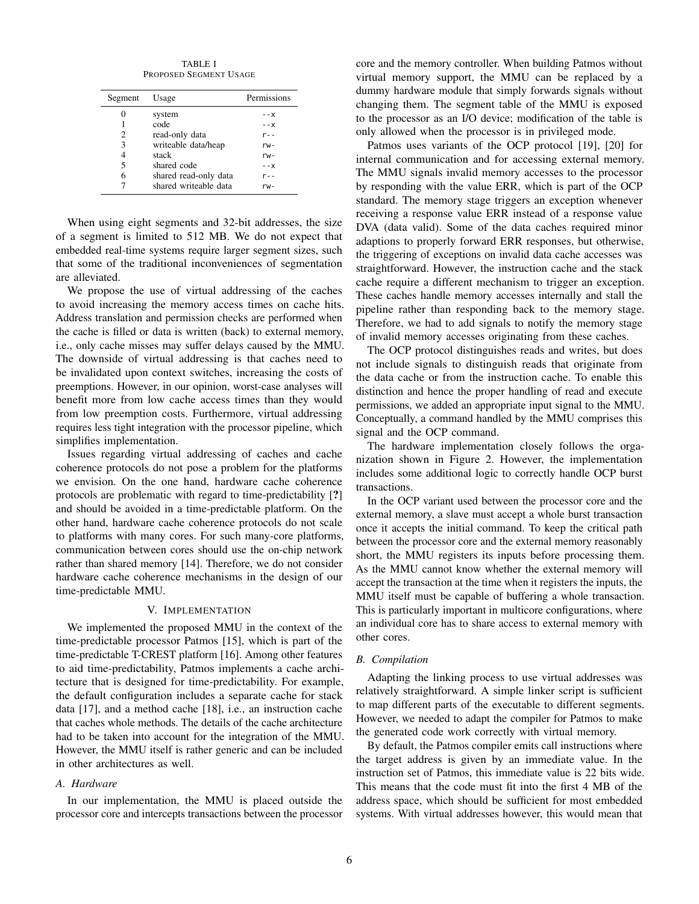TABLE I
PROPOSED SEGMENT USAGE

| Segment | Usage | Permissions |
|---|---|---|
| 0 | system | --x |
| 1 | code | --x |
| 2 | read-only data | r-- |
| 3 | writeable data/heap | rw- |
| 4 | stack | rw- |
| 5 | shared code | --x |
| 6 | shared read-only data | r-- |
| 7 | shared writeable data | rw- |

When using eight segments and 32-bit addresses, the size of a segment is limited to 512 MB. We do not expect that embedded real-time systems require larger segment sizes, such that some of the traditional inconveniences of segmentation are alleviated.

We propose the use of virtual addressing of the caches to avoid increasing the memory access times on cache hits. Address translation and permission checks are performed when the cache is filled or data is written (back) to external memory, i.e., only cache misses may suffer delays caused by the MMU. The downside of virtual addressing is that caches need to be invalidated upon context switches, increasing the costs of preemptions. However, in our opinion, worst-case analyses will benefit more from low cache access times than they would from low preemption costs. Furthermore, virtual addressing requires less tight integration with the processor pipeline, which simplifies implementation.

Issues regarding virtual addressing of caches and cache coherence protocols do not pose a problem for the platforms we envision. On the one hand, hardware cache coherence protocols are problematic with regard to time-predictability [**?**] and should be avoided in a time-predictable platform. On the other hand, hardware cache coherence protocols do not scale to platforms with many cores. For such many-core platforms, communication between cores should use the on-chip network rather than shared memory [14]. Therefore, we do not consider hardware cache coherence mechanisms in the design of our time-predictable MMU.

## V. IMPLEMENTATION

We implemented the proposed MMU in the context of the time-predictable processor Patmos [15], which is part of the time-predictable T-CREST platform [16]. Among other features to aid time-predictability, Patmos implements a cache architecture that is designed for time-predictability. For example, the default configuration includes a separate cache for stack data [17], and a method cache [18], i.e., an instruction cache that caches whole methods. The details of the cache architecture had to be taken into account for the integration of the MMU. However, the MMU itself is rather generic and can be included in other architectures as well.

### A. Hardware

In our implementation, the MMU is placed outside the processor core and intercepts transactions between the processor core and the memory controller. When building Patmos without virtual memory support, the MMU can be replaced by a dummy hardware module that simply forwards signals without changing them. The segment table of the MMU is exposed to the processor as an I/O device; modification of the table is only allowed when the processor is in privileged mode.

Patmos uses variants of the OCP protocol [19], [20] for internal communication and for accessing external memory. The MMU signals invalid memory accesses to the processor by responding with the value ERR, which is part of the OCP standard. The memory stage triggers an exception whenever receiving a response value ERR instead of a response value DVA (data valid). Some of the data caches required minor adaptions to properly forward ERR responses, but otherwise, the triggering of exceptions on invalid data cache accesses was straightforward. However, the instruction cache and the stack cache require a different mechanism to trigger an exception. These caches handle memory accesses internally and stall the pipeline rather than responding back to the memory stage. Therefore, we had to add signals to notify the memory stage of invalid memory accesses originating from these caches.

The OCP protocol distinguishes reads and writes, but does not include signals to distinguish reads that originate from the data cache or from the instruction cache. To enable this distinction and hence the proper handling of read and execute permissions, we added an appropriate input signal to the MMU. Conceptually, a command handled by the MMU comprises this signal and the OCP command.

The hardware implementation closely follows the organization shown in Figure 2. However, the implementation includes some additional logic to correctly handle OCP burst transactions.

In the OCP variant used between the processor core and the external memory, a slave must accept a whole burst transaction once it accepts the initial command. To keep the critical path between the processor core and the external memory reasonably short, the MMU registers its inputs before processing them. As the MMU cannot know whether the external memory will accept the transaction at the time when it registers the inputs, the MMU itself must be capable of buffering a whole transaction. This is particularly important in multicore configurations, where an individual core has to share access to external memory with other cores.

### B. Compilation

Adapting the linking process to use virtual addresses was relatively straightforward. A simple linker script is sufficient to map different parts of the executable to different segments. However, we needed to adapt the compiler for Patmos to make the generated code work correctly with virtual memory.

By default, the Patmos compiler emits call instructions where the target address is given by an immediate value. In the instruction set of Patmos, this immediate value is 22 bits wide. This means that the code must fit into the first 4 MB of the address space, which should be sufficient for most embedded systems. With virtual addresses however, this would mean that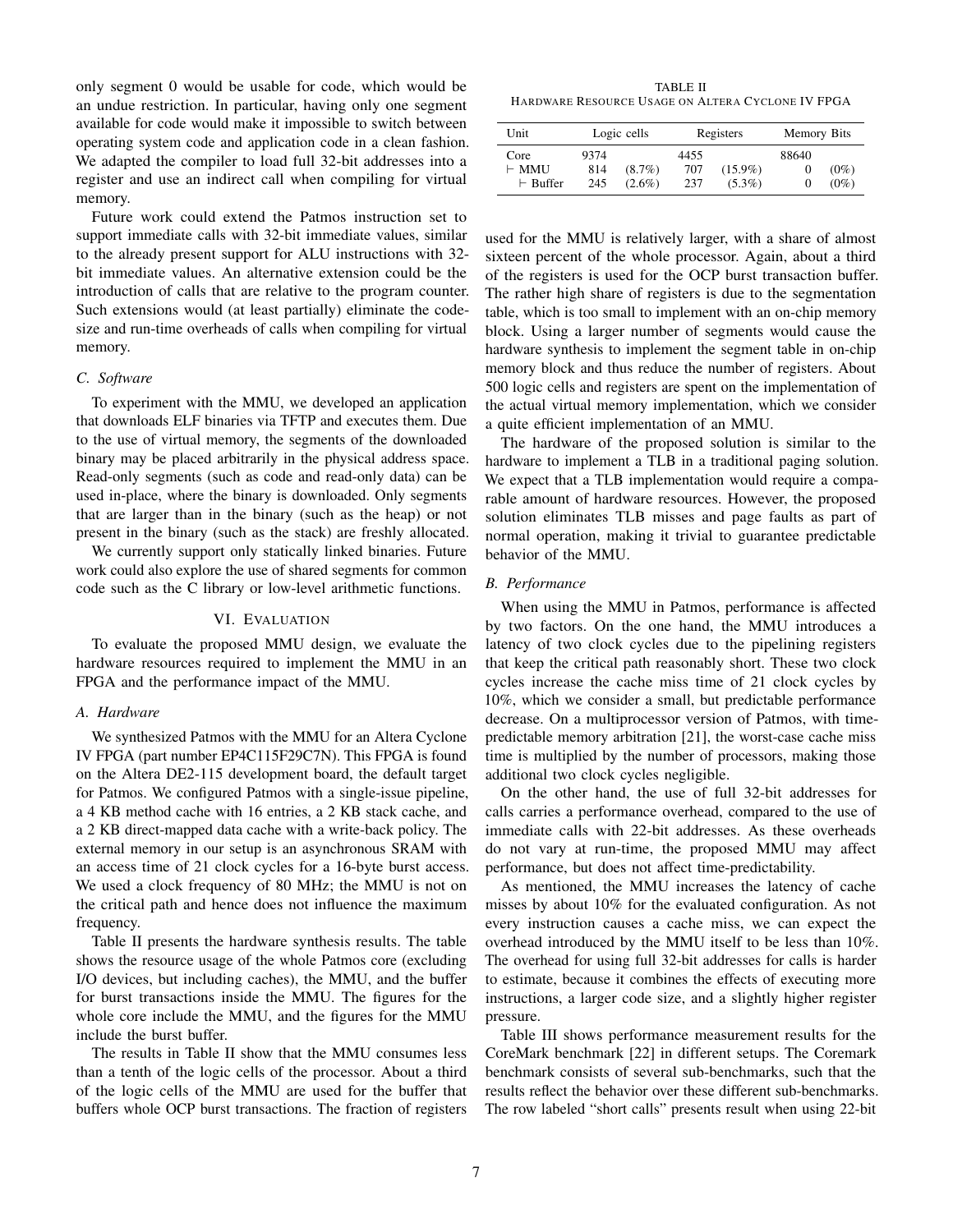only segment 0 would be usable for code, which would be an undue restriction. In particular, having only one segment available for code would make it impossible to switch between operating system code and application code in a clean fashion. We adapted the compiler to load full 32-bit addresses into a register and use an indirect call when compiling for virtual memory.

Future work could extend the Patmos instruction set to support immediate calls with 32-bit immediate values, similar to the already present support for ALU instructions with 32-bit immediate values. An alternative extension could be the introduction of calls that are relative to the program counter. Such extensions would (at least partially) eliminate the code-size and run-time overheads of calls when compiling for virtual memory.

### C. Software

To experiment with the MMU, we developed an application that downloads ELF binaries via TFTP and executes them. Due to the use of virtual memory, the segments of the downloaded binary may be placed arbitrarily in the physical address space. Read-only segments (such as code and read-only data) can be used in-place, where the binary is downloaded. Only segments that are larger than in the binary (such as the heap) or not present in the binary (such as the stack) are freshly allocated.

We currently support only statically linked binaries. Future work could also explore the use of shared segments for common code such as the C library or low-level arithmetic functions.

## VI. Evaluation

To evaluate the proposed MMU design, we evaluate the hardware resources required to implement the MMU in an FPGA and the performance impact of the MMU.

### A. Hardware

We synthesized Patmos with the MMU for an Altera Cyclone IV FPGA (part number EP4C115F29C7N). This FPGA is found on the Altera DE2-115 development board, the default target for Patmos. We configured Patmos with a single-issue pipeline, a 4 KB method cache with 16 entries, a 2 KB stack cache, and a 2 KB direct-mapped data cache with a write-back policy. The external memory in our setup is an asynchronous SRAM with an access time of 21 clock cycles for a 16-byte burst access. We used a clock frequency of 80 MHz; the MMU is not on the critical path and hence does not influence the maximum frequency.

Table II presents the hardware synthesis results. The table shows the resource usage of the whole Patmos core (excluding I/O devices, but including caches), the MMU, and the buffer for burst transactions inside the MMU. The figures for the whole core include the MMU, and the figures for the MMU include the burst buffer.

The results in Table II show that the MMU consumes less than a tenth of the logic cells of the processor. About a third of the logic cells of the MMU are used for the buffer that buffers whole OCP burst transactions. The fraction of registers used for the MMU is relatively larger, with a share of almost sixteen percent of the whole processor. Again, about a third of the registers is used for the OCP burst transaction buffer. The rather high share of registers is due to the segmentation table, which is too small to implement with an on-chip memory block. Using a larger number of segments would cause the hardware synthesis to implement the segment table in on-chip memory block and thus reduce the number of registers. About 500 logic cells and registers are spent on the implementation of the actual virtual memory implementation, which we consider a quite efficient implementation of an MMU.

TABLE II
Hardware Resource Usage on Altera Cyclone IV FPGA

| Unit | Logic cells | | Registers | | Memory Bits | |
|---|---|---|---|---|---|---|
| Core | 9374 | | 4455 | | 88640 | |
| ⊢ MMU | 814 | (8.7%) | 707 | (15.9%) | 0 | (0%) |
| ⊢ Buffer | 245 | (2.6%) | 237 | (5.3%) | 0 | (0%) |

The hardware of the proposed solution is similar to the hardware to implement a TLB in a traditional paging solution. We expect that a TLB implementation would require a comparable amount of hardware resources. However, the proposed solution eliminates TLB misses and page faults as part of normal operation, making it trivial to guarantee predictable behavior of the MMU.

### B. Performance

When using the MMU in Patmos, performance is affected by two factors. On the one hand, the MMU introduces a latency of two clock cycles due to the pipelining registers that keep the critical path reasonably short. These two clock cycles increase the cache miss time of 21 clock cycles by 10%, which we consider a small, but predictable performance decrease. On a multiprocessor version of Patmos, with time-predictable memory arbitration [21], the worst-case cache miss time is multiplied by the number of processors, making those additional two clock cycles negligible.

On the other hand, the use of full 32-bit addresses for calls carries a performance overhead, compared to the use of immediate calls with 22-bit addresses. As these overheads do not vary at run-time, the proposed MMU may affect performance, but does not affect time-predictability.

As mentioned, the MMU increases the latency of cache misses by about 10% for the evaluated configuration. As not every instruction causes a cache miss, we can expect the overhead introduced by the MMU itself to be less than 10%. The overhead for using full 32-bit addresses for calls is harder to estimate, because it combines the effects of executing more instructions, a larger code size, and a slightly higher register pressure.

Table III shows performance measurement results for the CoreMark benchmark [22] in different setups. The Coremark benchmark consists of several sub-benchmarks, such that the results reflect the behavior over these different sub-benchmarks. The row labeled "short calls" presents result when using 22-bit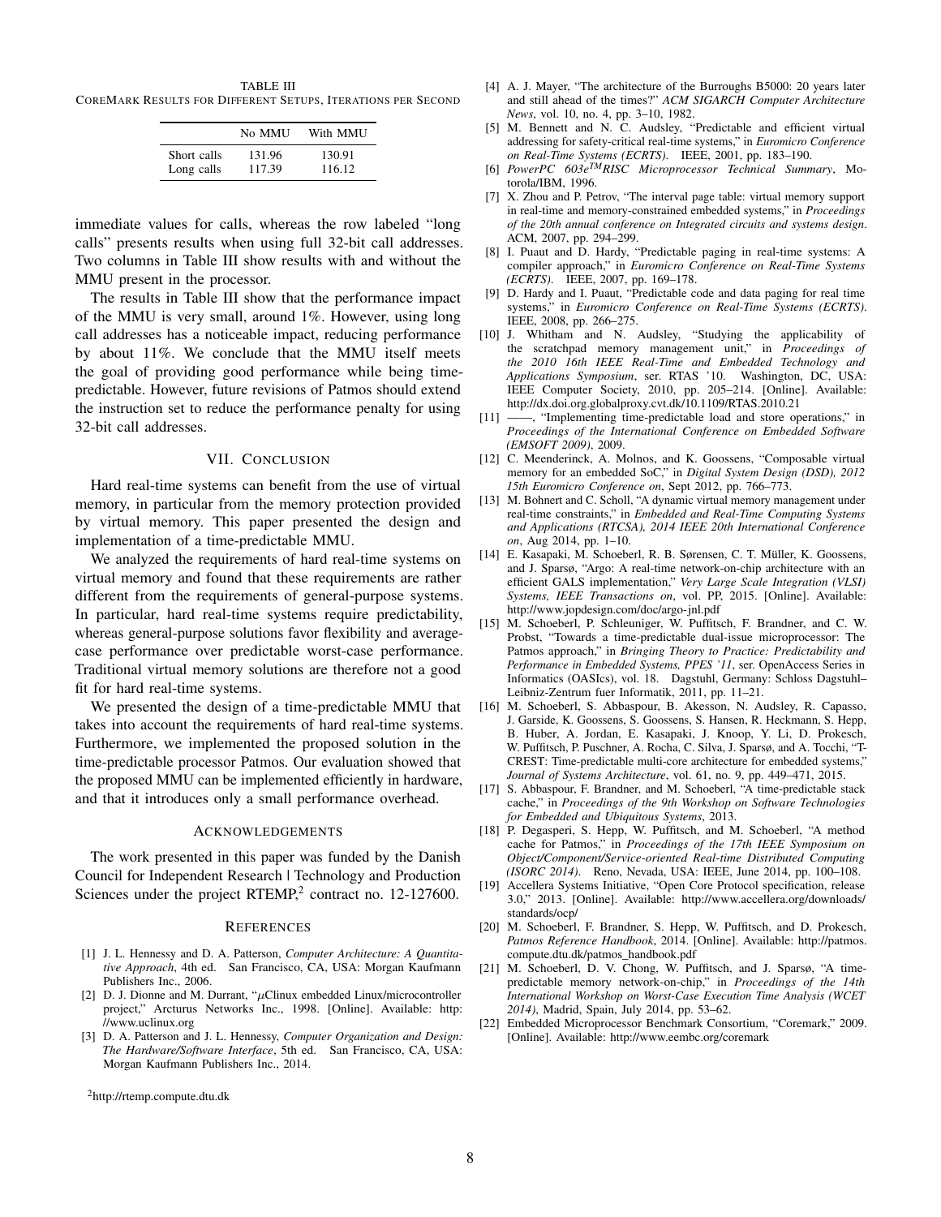TABLE III
CoreMark Results for Different Setups, Iterations per Second

| | No MMU | With MMU |
|---|---|---|
| Short calls | 131.96 | 130.91 |
| Long calls | 117.39 | 116.12 |

immediate values for calls, whereas the row labeled "long calls" presents results when using full 32-bit call addresses. Two columns in Table III show results with and without the MMU present in the processor.

The results in Table III show that the performance impact of the MMU is very small, around 1%. However, using long call addresses has a noticeable impact, reducing performance by about 11%. We conclude that the MMU itself meets the goal of providing good performance while being time-predictable. However, future revisions of Patmos should extend the instruction set to reduce the performance penalty for using 32-bit call addresses.

## VII. Conclusion

Hard real-time systems can benefit from the use of virtual memory, in particular from the memory protection provided by virtual memory. This paper presented the design and implementation of a time-predictable MMU.

We analyzed the requirements of hard real-time systems on virtual memory and found that these requirements are rather different from the requirements of general-purpose systems. In particular, hard real-time systems require predictability, whereas general-purpose solutions favor flexibility and average-case performance over predictable worst-case performance. Traditional virtual memory solutions are therefore not a good fit for hard real-time systems.

We presented the design of a time-predictable MMU that takes into account the requirements of hard real-time systems. Furthermore, we implemented the proposed solution in the time-predictable processor Patmos. Our evaluation showed that the proposed MMU can be implemented efficiently in hardware, and that it introduces only a small performance overhead.

## Acknowledgements

The work presented in this paper was funded by the Danish Council for Independent Research | Technology and Production Sciences under the project RTEMP,[2] contract no. 12-127600.

[2] http://rtemp.compute.dtu.dk

## References

[1] J. L. Hennessy and D. A. Patterson, *Computer Architecture: A Quantitative Approach*, 4th ed. San Francisco, CA, USA: Morgan Kaufmann Publishers Inc., 2006.

[2] D. J. Dionne and M. Durrant, "$\mu$Clinux embedded Linux/microcontroller project," Arcturus Networks Inc., 1998. [Online]. Available: http://www.uclinux.org

[3] D. A. Patterson and J. L. Hennessy, *Computer Organization and Design: The Hardware/Software Interface*, 5th ed. San Francisco, CA, USA: Morgan Kaufmann Publishers Inc., 2014.

[4] A. J. Mayer, "The architecture of the Burroughs B5000: 20 years later and still ahead of the times?" *ACM SIGARCH Computer Architecture News*, vol. 10, no. 4, pp. 3–10, 1982.

[5] M. Bennett and N. C. Audsley, "Predictable and efficient virtual addressing for safety-critical real-time systems," in *Euromicro Conference on Real-Time Systems (ECRTS)*. IEEE, 2001, pp. 183–190.

[6] *PowerPC 603e$^{TM}$RISC Microprocessor Technical Summary*, Motorola/IBM, 1996.

[7] X. Zhou and P. Petrov, "The interval page table: virtual memory support in real-time and memory-constrained embedded systems," in *Proceedings of the 20th annual conference on Integrated circuits and systems design*. ACM, 2007, pp. 294–299.

[8] I. Puaut and D. Hardy, "Predictable paging in real-time systems: A compiler approach," in *Euromicro Conference on Real-Time Systems (ECRTS)*. IEEE, 2007, pp. 169–178.

[9] D. Hardy and I. Puaut, "Predictable code and data paging for real time systems," in *Euromicro Conference on Real-Time Systems (ECRTS)*. IEEE, 2008, pp. 266–275.

[10] J. Whitham and N. Audsley, "Studying the applicability of the scratchpad memory management unit," in *Proceedings of the 2010 16th IEEE Real-Time and Embedded Technology and Applications Symposium*, ser. RTAS '10. Washington, DC, USA: IEEE Computer Society, 2010, pp. 205–214. [Online]. Available: http://dx.doi.org.globalproxy.cvt.dk/10.1109/RTAS.2010.21

[11] ——, "Implementing time-predictable load and store operations," in *Proceedings of the International Conference on Embedded Software (EMSOFT 2009)*, 2009.

[12] C. Meenderinck, A. Molnos, and K. Goossens, "Composable virtual memory for an embedded SoC," in *Digital System Design (DSD), 2012 15th Euromicro Conference on*, Sept 2012, pp. 766–773.

[13] M. Bohnert and C. Scholl, "A dynamic virtual memory management under real-time constraints," in *Embedded and Real-Time Computing Systems and Applications (RTCSA), 2014 IEEE 20th International Conference on*, Aug 2014, pp. 1–10.

[14] E. Kasapaki, M. Schoeberl, R. B. Sørensen, C. T. Müller, K. Goossens, and J. Sparsø, "Argo: A real-time network-on-chip architecture with an efficient GALS implementation," *Very Large Scale Integration (VLSI) Systems, IEEE Transactions on*, vol. PP, 2015. [Online]. Available: http://www.jopdesign.com/doc/argo-jnl.pdf

[15] M. Schoeberl, P. Schleuniger, W. Puffitsch, F. Brandner, and C. W. Probst, "Towards a time-predictable dual-issue microprocessor: The Patmos approach," in *Bringing Theory to Practice: Predictability and Performance in Embedded Systems, PPES '11*, ser. OpenAccess Series in Informatics (OASIcs), vol. 18. Dagstuhl, Germany: Schloss Dagstuhl–Leibniz-Zentrum fuer Informatik, 2011, pp. 11–21.

[16] M. Schoeberl, S. Abbaspour, B. Akesson, N. Audsley, R. Capasso, J. Garside, K. Goossens, S. Goossens, S. Hansen, R. Heckmann, S. Hepp, B. Huber, A. Jordan, E. Kasapaki, J. Knoop, Y. Li, D. Prokesch, W. Puffitsch, P. Puschner, A. Rocha, C. Silva, J. Sparsø, and A. Tocchi, "T-CREST: Time-predictable multi-core architecture for embedded systems," *Journal of Systems Architecture*, vol. 61, no. 9, pp. 449–471, 2015.

[17] S. Abbaspour, F. Brandner, and M. Schoeberl, "A time-predictable stack cache," in *Proceedings of the 9th Workshop on Software Technologies for Embedded and Ubiquitous Systems*, 2013.

[18] P. Degasperi, S. Hepp, W. Puffitsch, and M. Schoeberl, "A method cache for Patmos," in *Proceedings of the 17th IEEE Symposium on Object/Component/Service-oriented Real-time Distributed Computing (ISORC 2014)*. Reno, Nevada, USA: IEEE, June 2014, pp. 100–108.

[19] Accellera Systems Initiative, "Open Core Protocol specification, release 3.0," 2013. [Online]. Available: http://www.accellera.org/downloads/standards/ocp/

[20] M. Schoeberl, F. Brandner, S. Hepp, W. Puffitsch, and D. Prokesch, *Patmos Reference Handbook*, 2014. [Online]. Available: http://patmos.compute.dtu.dk/patmos_handbook.pdf

[21] M. Schoeberl, D. V. Chong, W. Puffitsch, and J. Sparsø, "A time-predictable memory network-on-chip," in *Proceedings of the 14th International Workshop on Worst-Case Execution Time Analysis (WCET 2014)*, Madrid, Spain, July 2014, pp. 53–62.

[22] Embedded Microprocessor Benchmark Consortium, "Coremark," 2009. [Online]. Available: http://www.eembc.org/coremark